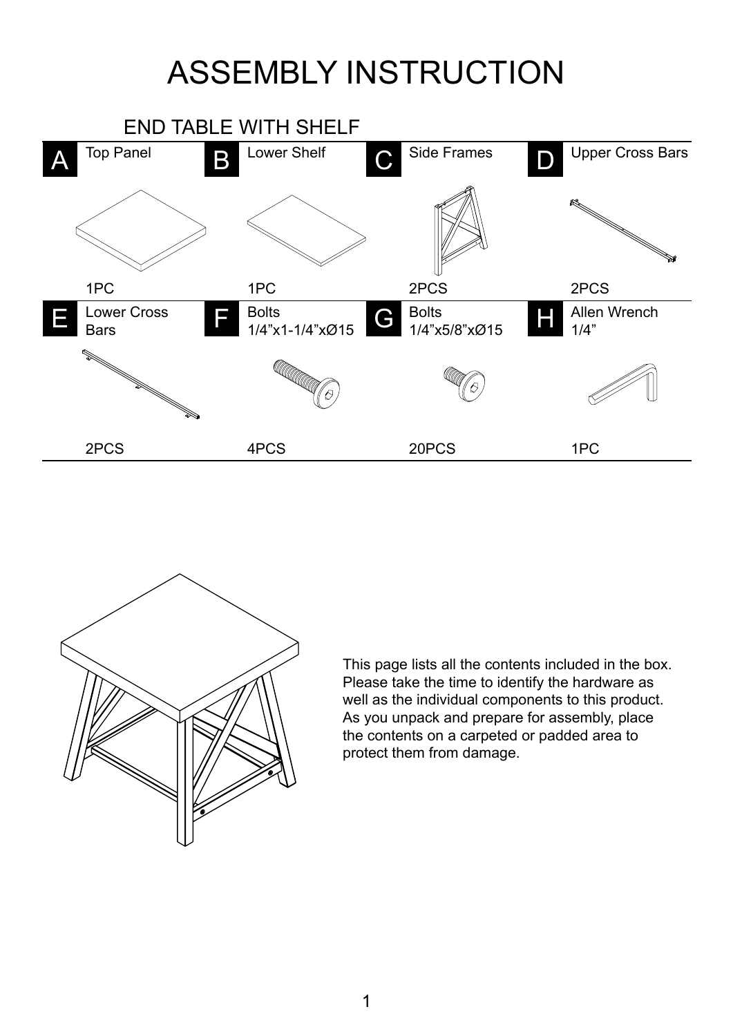# ASSEMBLY INSTRUCTION

## END TABLE WITH SHELF

| | Part | Quantity |
| --- | --- | --- |
| A | Top Panel | 1PC |
| B | Lower Shelf | 1PC |
| C | Side Frames | 2PCS |
| D | Upper Cross Bars | 2PCS |
| E | Lower Cross Bars | 2PCS |
| F | Bolts 1/4”x1-1/4”xØ15 | 4PCS |
| G | Bolts 1/4”x5/8”xØ15 | 20PCS |
| H | Allen Wrench 1/4” | 1PC |

This page lists all the contents included in the box. Please take the time to identify the hardware as well as the individual components to this product. As you unpack and prepare for assembly, place the contents on a carpeted or padded area to protect them from damage.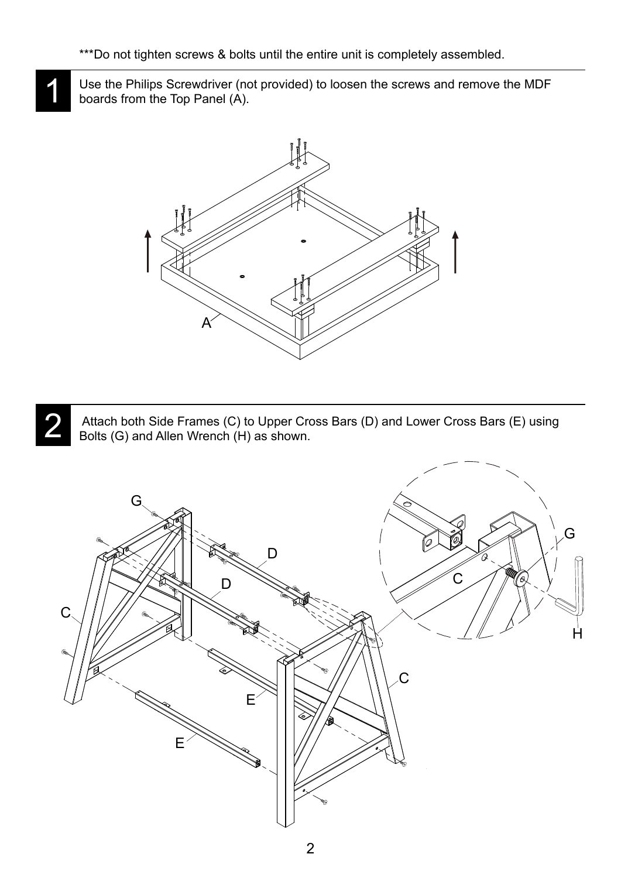***Do not tighten screws & bolts until the entire unit is completely assembled.

## 1

Use the Philips Screwdriver (not provided) to loosen the screws and remove the MDF boards from the Top Panel (A).

## 2

Attach both Side Frames (C) to Upper Cross Bars (D) and Lower Cross Bars (E) using Bolts (G) and Allen Wrench (H) as shown.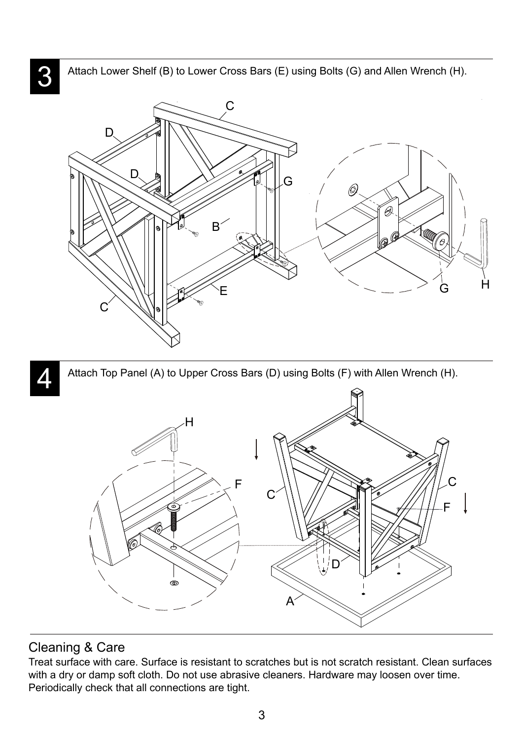## 3

Attach Lower Shelf (B) to Lower Cross Bars (E) using Bolts (G) and Allen Wrench (H).

C
D
D
G
B
E
C
G
H

## 4

Attach Top Panel (A) to Upper Cross Bars (D) using Bolts (F) with Allen Wrench (H).

H
F
C
C
F
D
A

## Cleaning & Care

Treat surface with care. Surface is resistant to scratches but is not scratch resistant. Clean surfaces with a dry or damp soft cloth. Do not use abrasive cleaners. Hardware may loosen over time. Periodically check that all connections are tight.